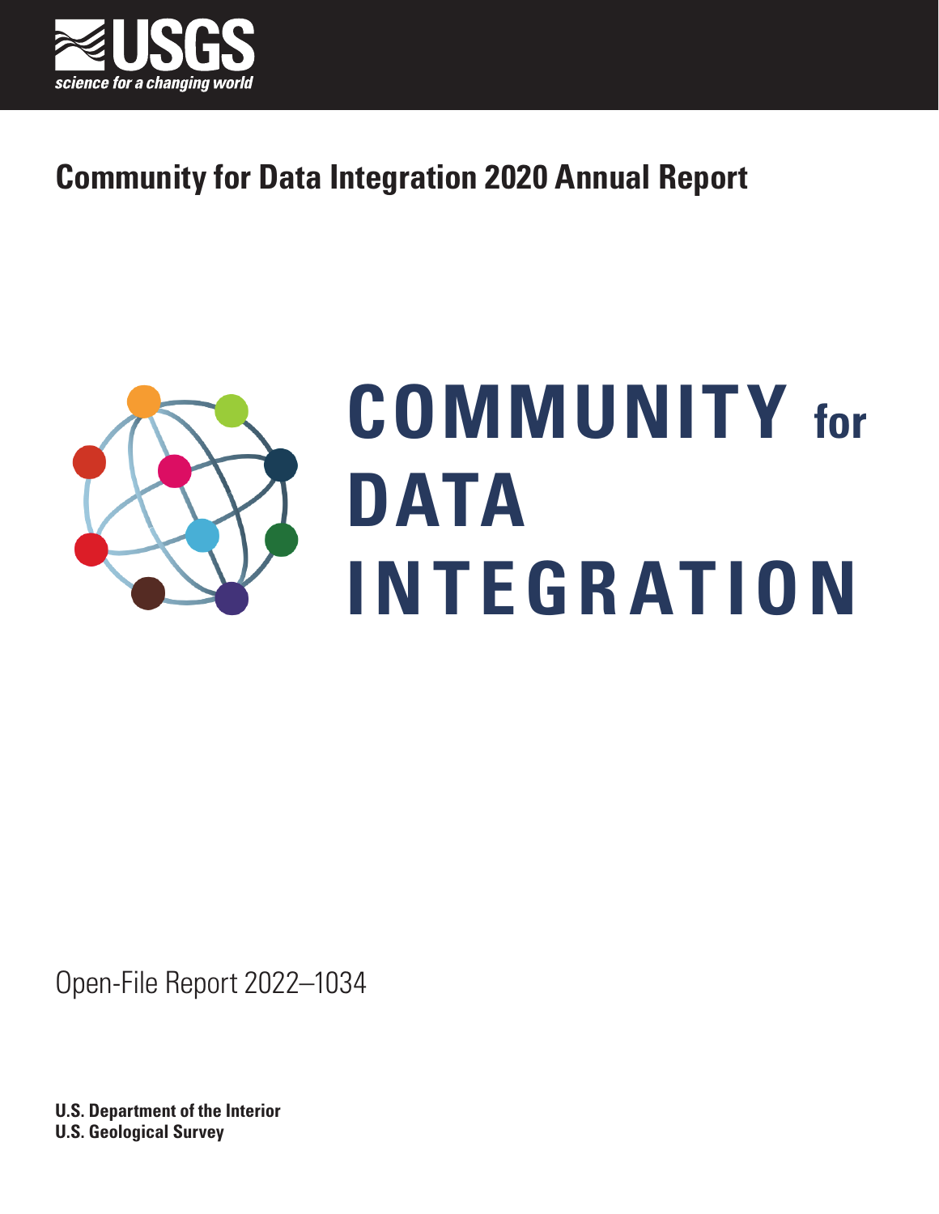USGS
science for a changing world

# Community for Data Integration 2020 Annual Report

COMMUNITY for DATA INTEGRATION

Open-File Report 2022–1034

**U.S. Department of the Interior**
**U.S. Geological Survey**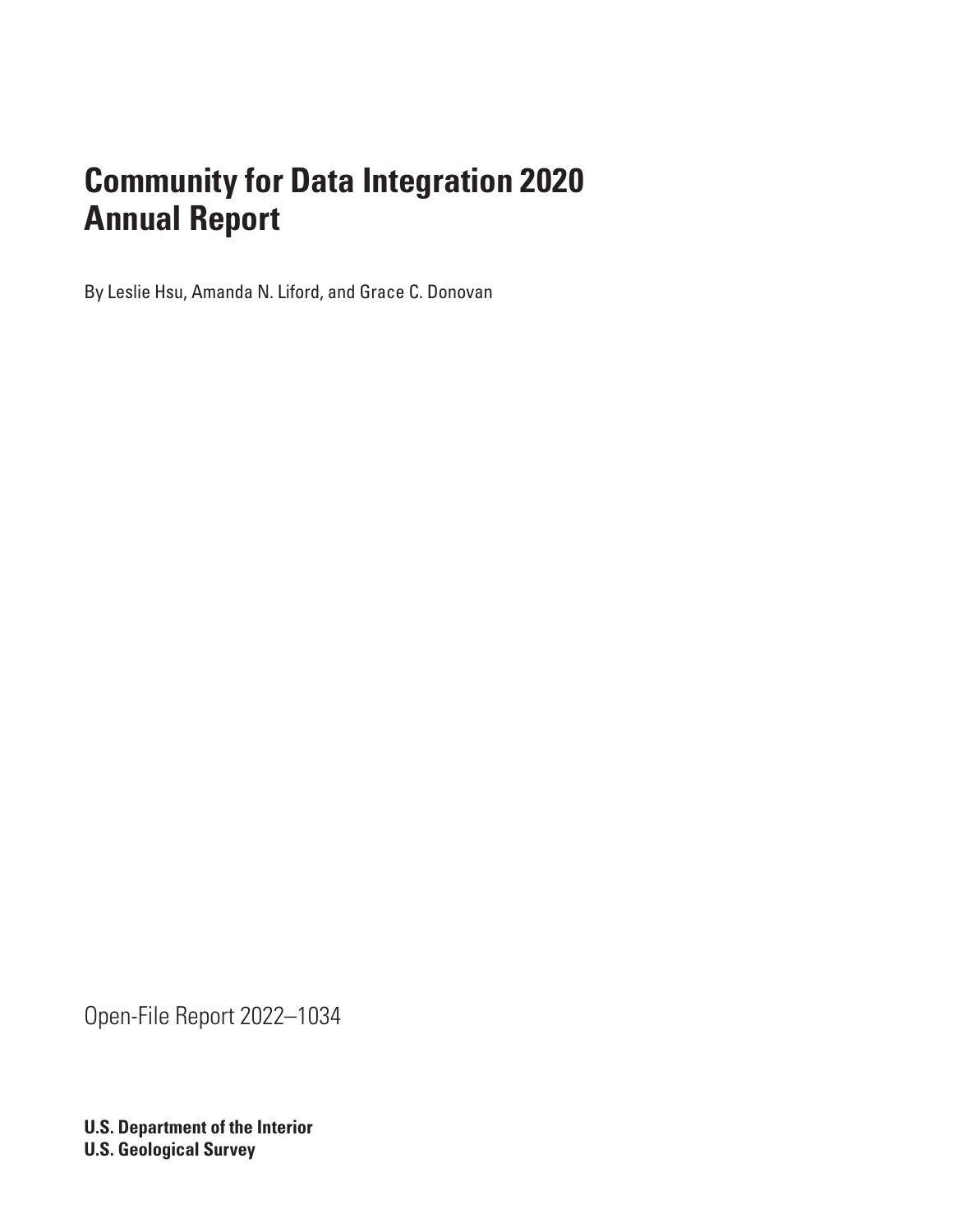# Community for Data Integration 2020 Annual Report

By Leslie Hsu, Amanda N. Liford, and Grace C. Donovan

Open-File Report 2022–1034

**U.S. Department of the Interior**
**U.S. Geological Survey**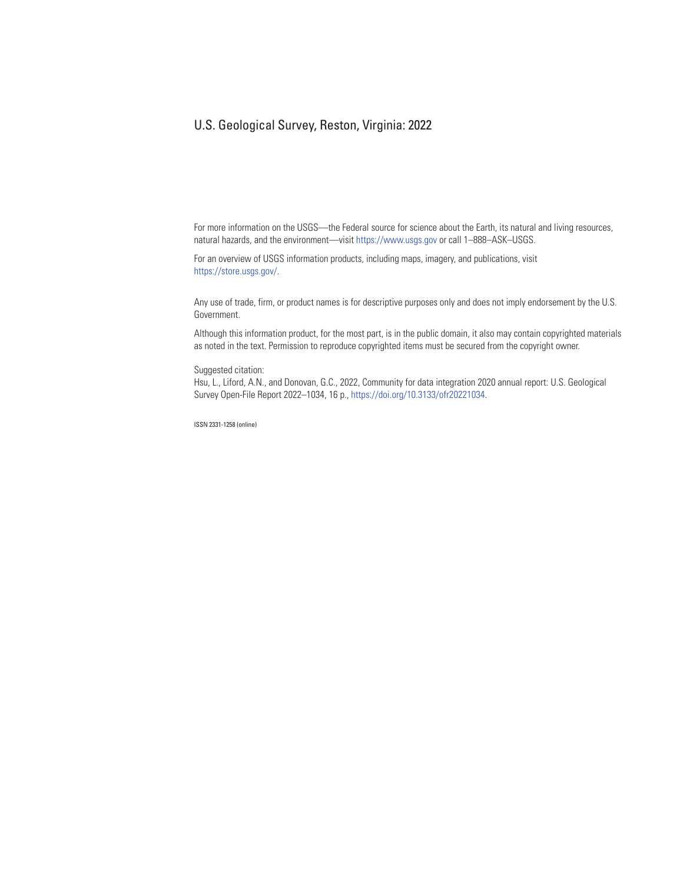U.S. Geological Survey, Reston, Virginia: 2022

For more information on the USGS—the Federal source for science about the Earth, its natural and living resources, natural hazards, and the environment—visit https://www.usgs.gov or call 1–888–ASK–USGS.

For an overview of USGS information products, including maps, imagery, and publications, visit https://store.usgs.gov/.

Any use of trade, firm, or product names is for descriptive purposes only and does not imply endorsement by the U.S. Government.

Although this information product, for the most part, is in the public domain, it also may contain copyrighted materials as noted in the text. Permission to reproduce copyrighted items must be secured from the copyright owner.

Suggested citation:
Hsu, L., Liford, A.N., and Donovan, G.C., 2022, Community for data integration 2020 annual report: U.S. Geological Survey Open-File Report 2022–1034, 16 p., https://doi.org/10.3133/ofr20221034.

ISSN 2331-1258 (online)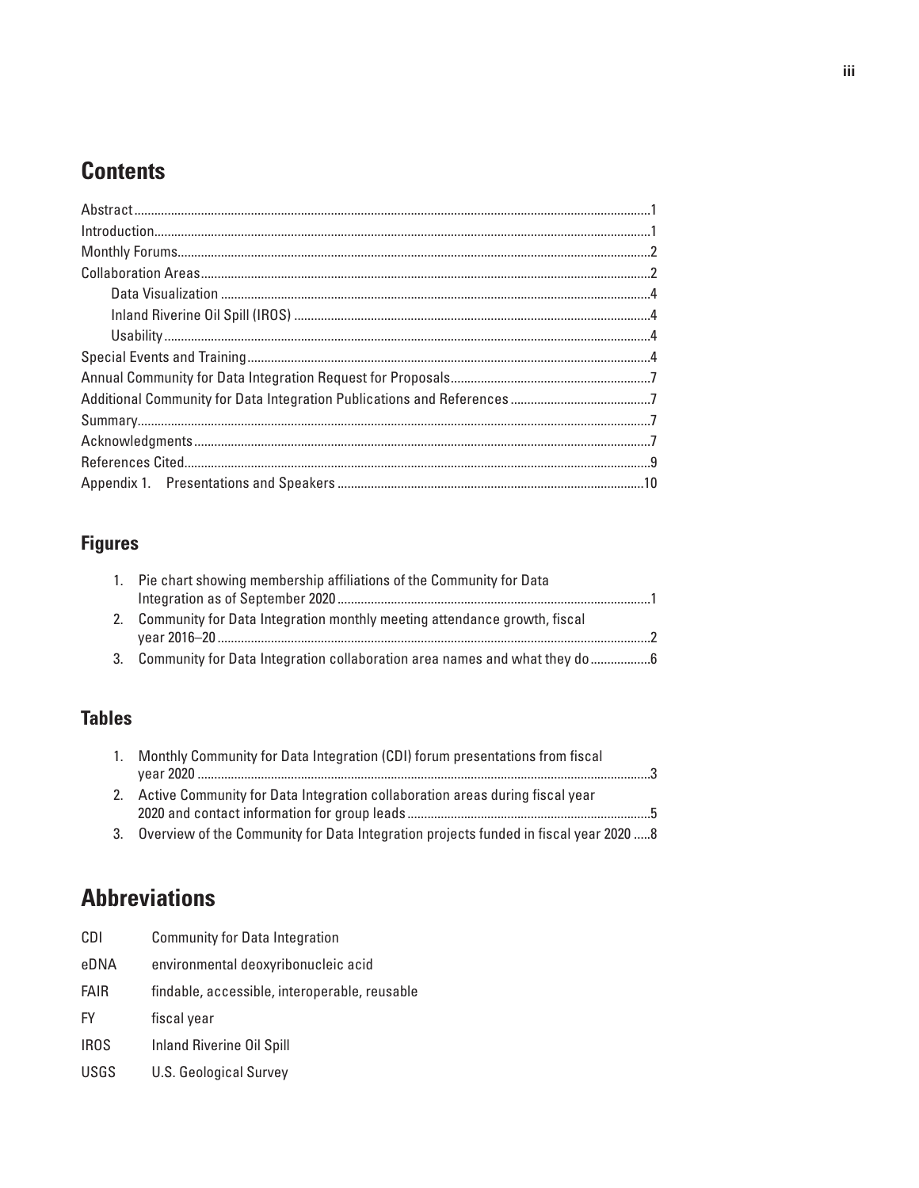# Contents

Abstract.......................................................1

Introduction.......................................................1

Monthly Forums.......................................................2

Collaboration Areas.......................................................2

- Data Visualization.......................................................4
- Inland Riverine Oil Spill (IROS).......................................................4
- Usability.......................................................4

Special Events and Training.......................................................4

Annual Community for Data Integration Request for Proposals.......................................................7

Additional Community for Data Integration Publications and References.......................................................7

Summary.......................................................7

Acknowledgments.......................................................7

References Cited.......................................................9

Appendix 1. Presentations and Speakers.......................................................10

## Figures

1. Pie chart showing membership affiliations of the Community for Data Integration as of September 2020.......................................................1
2. Community for Data Integration monthly meeting attendance growth, fiscal year 2016–20.......................................................2
3. Community for Data Integration collaboration area names and what they do.......................................................6

## Tables

1. Monthly Community for Data Integration (CDI) forum presentations from fiscal year 2020.......................................................3
2. Active Community for Data Integration collaboration areas during fiscal year 2020 and contact information for group leads.......................................................5
3. Overview of the Community for Data Integration projects funded in fiscal year 2020.....8

# Abbreviations

| | |
|---|---|
| CDI | Community for Data Integration |
| eDNA | environmental deoxyribonucleic acid |
| FAIR | findable, accessible, interoperable, reusable |
| FY | fiscal year |
| IROS | Inland Riverine Oil Spill |
| USGS | U.S. Geological Survey |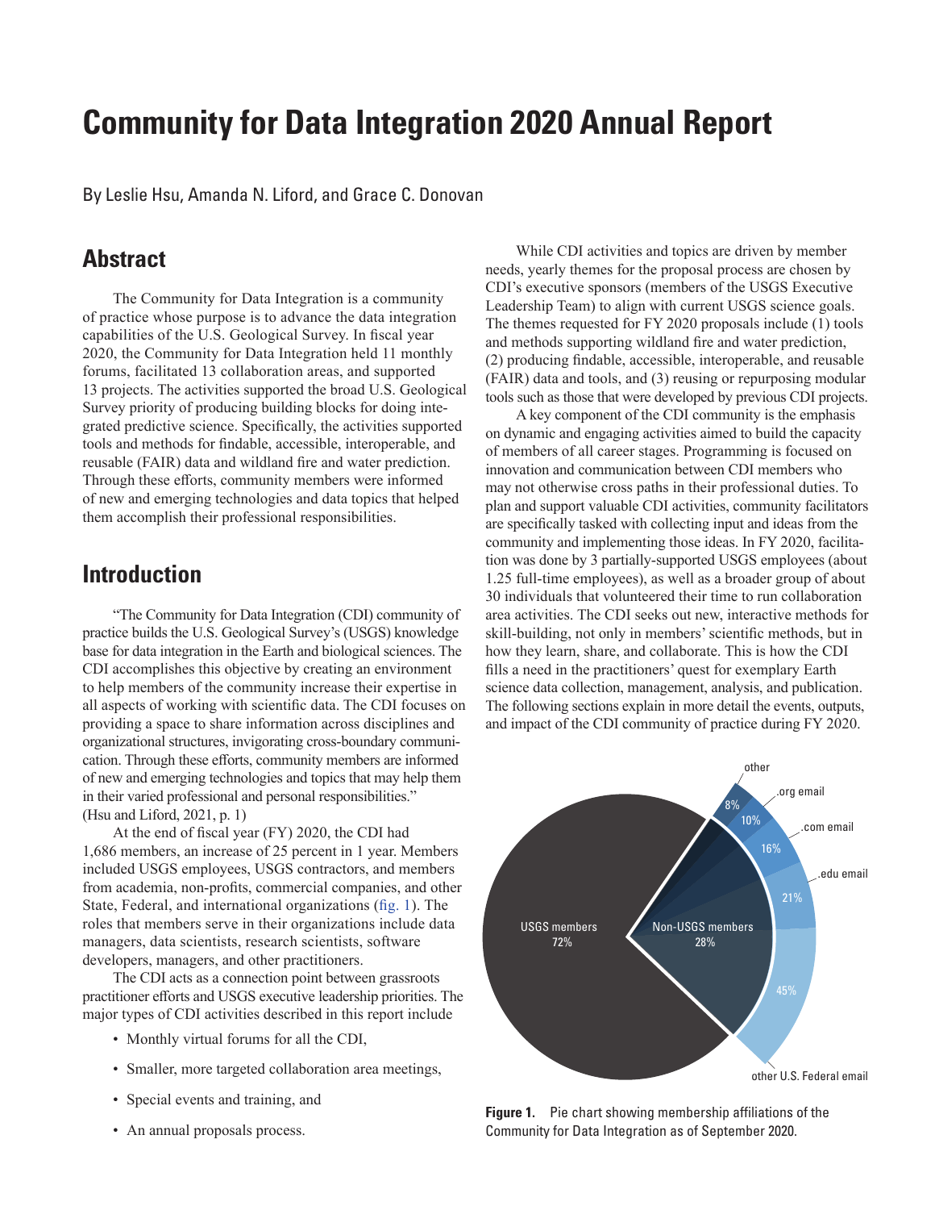# Community for Data Integration 2020 Annual Report

By Leslie Hsu, Amanda N. Liford, and Grace C. Donovan

## Abstract

The Community for Data Integration is a community of practice whose purpose is to advance the data integration capabilities of the U.S. Geological Survey. In fiscal year 2020, the Community for Data Integration held 11 monthly forums, facilitated 13 collaboration areas, and supported 13 projects. The activities supported the broad U.S. Geological Survey priority of producing building blocks for doing integrated predictive science. Specifically, the activities supported tools and methods for findable, accessible, interoperable, and reusable (FAIR) data and wildland fire and water prediction. Through these efforts, community members were informed of new and emerging technologies and data topics that helped them accomplish their professional responsibilities.

## Introduction

"The Community for Data Integration (CDI) community of practice builds the U.S. Geological Survey's (USGS) knowledge base for data integration in the Earth and biological sciences. The CDI accomplishes this objective by creating an environment to help members of the community increase their expertise in all aspects of working with scientific data. The CDI focuses on providing a space to share information across disciplines and organizational structures, invigorating cross-boundary communication. Through these efforts, community members are informed of new and emerging technologies and topics that may help them in their varied professional and personal responsibilities." (Hsu and Liford, 2021, p. 1)

At the end of fiscal year (FY) 2020, the CDI had 1,686 members, an increase of 25 percent in 1 year. Members included USGS employees, USGS contractors, and members from academia, non-profits, commercial companies, and other State, Federal, and international organizations (fig. 1). The roles that members serve in their organizations include data managers, data scientists, research scientists, software developers, managers, and other practitioners.

The CDI acts as a connection point between grassroots practitioner efforts and USGS executive leadership priorities. The major types of CDI activities described in this report include

- Monthly virtual forums for all the CDI,
- Smaller, more targeted collaboration area meetings,
- Special events and training, and
- An annual proposals process.

While CDI activities and topics are driven by member needs, yearly themes for the proposal process are chosen by CDI's executive sponsors (members of the USGS Executive Leadership Team) to align with current USGS science goals. The themes requested for FY 2020 proposals include (1) tools and methods supporting wildland fire and water prediction, (2) producing findable, accessible, interoperable, and reusable (FAIR) data and tools, and (3) reusing or repurposing modular tools such as those that were developed by previous CDI projects.

A key component of the CDI community is the emphasis on dynamic and engaging activities aimed to build the capacity of members of all career stages. Programming is focused on innovation and communication between CDI members who may not otherwise cross paths in their professional duties. To plan and support valuable CDI activities, community facilitators are specifically tasked with collecting input and ideas from the community and implementing those ideas. In FY 2020, facilitation was done by 3 partially-supported USGS employees (about 1.25 full-time employees), as well as a broader group of about 30 individuals that volunteered their time to run collaboration area activities. The CDI seeks out new, interactive methods for skill-building, not only in members' scientific methods, but in how they learn, share, and collaborate. This is how the CDI fills a need in the practitioners' quest for exemplary Earth science data collection, management, analysis, and publication. The following sections explain in more detail the events, outputs, and impact of the CDI community of practice during FY 2020.

USGS members 72%; Non-USGS members 28%: other 8%, .org email 10%, .com email 16%, .edu email 21%, other U.S. Federal email 45%

**Figure 1.** Pie chart showing membership affiliations of the Community for Data Integration as of September 2020.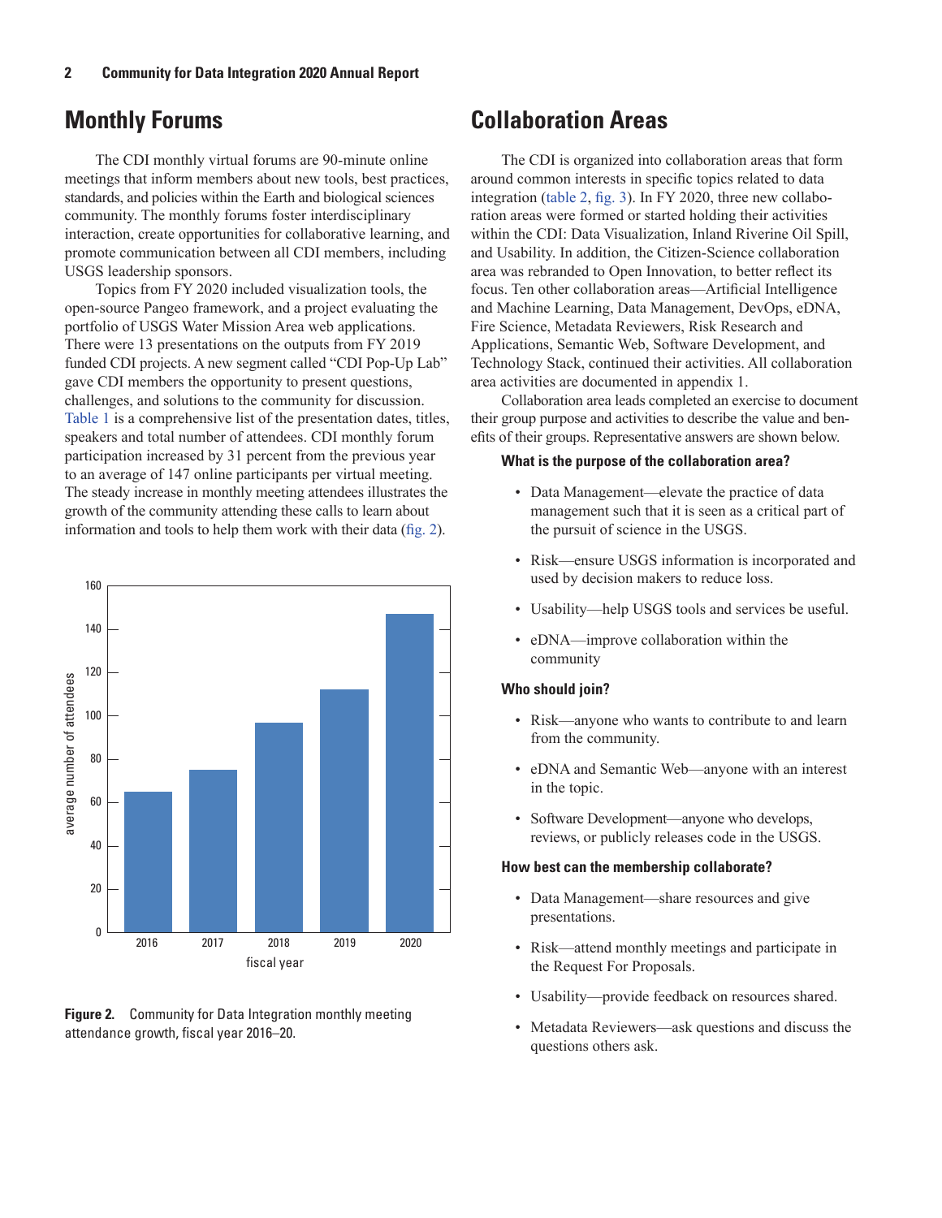## Monthly Forums

The CDI monthly virtual forums are 90-minute online meetings that inform members about new tools, best practices, standards, and policies within the Earth and biological sciences community. The monthly forums foster interdisciplinary interaction, create opportunities for collaborative learning, and promote communication between all CDI members, including USGS leadership sponsors.

Topics from FY 2020 included visualization tools, the open-source Pangeo framework, and a project evaluating the portfolio of USGS Water Mission Area web applications. There were 13 presentations on the outputs from FY 2019 funded CDI projects. A new segment called "CDI Pop-Up Lab" gave CDI members the opportunity to present questions, challenges, and solutions to the community for discussion. Table 1 is a comprehensive list of the presentation dates, titles, speakers and total number of attendees. CDI monthly forum participation increased by 31 percent from the previous year to an average of 147 online participants per virtual meeting. The steady increase in monthly meeting attendees illustrates the growth of the community attending these calls to learn about information and tools to help them work with their data (fig. 2).

**Figure 2.** Community for Data Integration monthly meeting attendance growth, fiscal year 2016–20.

## Collaboration Areas

The CDI is organized into collaboration areas that form around common interests in specific topics related to data integration (table 2, fig. 3). In FY 2020, three new collaboration areas were formed or started holding their activities within the CDI: Data Visualization, Inland Riverine Oil Spill, and Usability. In addition, the Citizen-Science collaboration area was rebranded to Open Innovation, to better reflect its focus. Ten other collaboration areas—Artificial Intelligence and Machine Learning, Data Management, DevOps, eDNA, Fire Science, Metadata Reviewers, Risk Research and Applications, Semantic Web, Software Development, and Technology Stack, continued their activities. All collaboration area activities are documented in appendix 1.

Collaboration area leads completed an exercise to document their group purpose and activities to describe the value and benefits of their groups. Representative answers are shown below.

#### What is the purpose of the collaboration area?

- Data Management—elevate the practice of data management such that it is seen as a critical part of the pursuit of science in the USGS.
- Risk—ensure USGS information is incorporated and used by decision makers to reduce loss.
- Usability—help USGS tools and services be useful.
- eDNA—improve collaboration within the community

#### Who should join?

- Risk—anyone who wants to contribute to and learn from the community.
- eDNA and Semantic Web—anyone with an interest in the topic.
- Software Development—anyone who develops, reviews, or publicly releases code in the USGS.

#### How best can the membership collaborate?

- Data Management—share resources and give presentations.
- Risk—attend monthly meetings and participate in the Request For Proposals.
- Usability—provide feedback on resources shared.
- Metadata Reviewers—ask questions and discuss the questions others ask.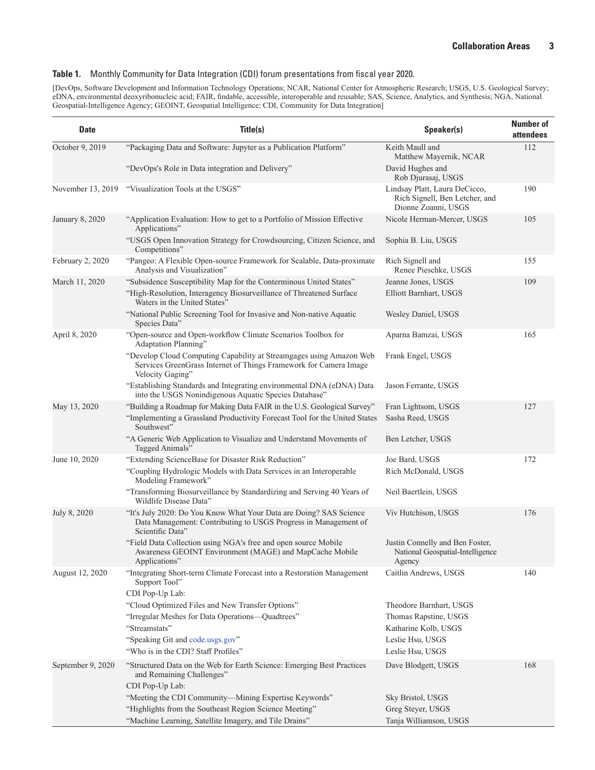**Table 1.** Monthly Community for Data Integration (CDI) forum presentations from fiscal year 2020.

[DevOps, Software Development and Information Technology Operations; NCAR, National Center for Atmospheric Research; USGS, U.S. Geological Survey; eDNA, environmental deoxyribonucleic acid; FAIR, findable, accessible, interoperable and reusable; SAS, Science, Analytics, and Synthesis; NGA, National Geospatial-Intelligence Agency; GEOINT, Geospatial Intelligence; CDI, Community for Data Integration]

| Date | Title(s) | Speaker(s) | Number of attendees |
|---|---|---|---|
| October 9, 2019 | "Packaging Data and Software: Jupyter as a Publication Platform" | Keith Maull and Matthew Mayernik, NCAR | 112 |
| | "DevOps's Role in Data integration and Delivery" | David Hughes and Rob Djurasaj, USGS | |
| November 13, 2019 | "Visualization Tools at the USGS" | Lindsay Platt, Laura DeCicco, Rich Signell, Ben Letcher, and Dionne Zoanni, USGS | 190 |
| January 8, 2020 | "Application Evaluation: How to get to a Portfolio of Mission Effective Applications" | Nicole Herman-Mercer, USGS | 105 |
| | "USGS Open Innovation Strategy for Crowdsourcing, Citizen Science, and Competitions" | Sophia B. Liu, USGS | |
| February 2, 2020 | "Pangeo: A Flexible Open-source Framework for Scalable, Data-proximate Analysis and Visualization" | Rich Signell and Renee Pieschke, USGS | 155 |
| March 11, 2020 | "Subsidence Susceptibility Map for the Conterminous United States" | Jeanne Jones, USGS | 109 |
| | "High-Resolution, Interagency Biosurveillance of Threatened Surface Waters in the United States" | Elliott Barnhart, USGS | |
| | "National Public Screening Tool for Invasive and Non-native Aquatic Species Data" | Wesley Daniel, USGS | |
| April 8, 2020 | "Open-source and Open-workflow Climate Scenarios Toolbox for Adaptation Planning" | Aparna Bamzai, USGS | 165 |
| | "Develop Cloud Computing Capability at Streamgages using Amazon Web Services GreenGrass Internet of Things Framework for Camera Image Velocity Gaging" | Frank Engel, USGS | |
| | "Establishing Standards and Integrating environmental DNA (eDNA) Data into the USGS Nonindigenous Aquatic Species Database" | Jason Ferrante, USGS | |
| May 13, 2020 | "Building a Roadmap for Making Data FAIR in the U.S. Geological Survey" | Fran Lightsom, USGS | 127 |
| | "Implementing a Grassland Productivity Forecast Tool for the United States Southwest" | Sasha Reed, USGS | |
| | "A Generic Web Application to Visualize and Understand Movements of Tagged Animals" | Ben Letcher, USGS | |
| June 10, 2020 | "Extending ScienceBase for Disaster Risk Reduction" | Joe Bard, USGS | 172 |
| | "Coupling Hydrologic Models with Data Services in an Interoperable Modeling Framework" | Rich McDonald, USGS | |
| | "Transforming Biosurveillance by Standardizing and Serving 40 Years of Wildlife Disease Data" | Neil Baertlein, USGS | |
| July 8, 2020 | "It's July 2020: Do You Know What Your Data are Doing? SAS Science Data Management: Contributing to USGS Progress in Management of Scientific Data" | Viv Hutchison, USGS | 176 |
| | "Field Data Collection using NGA's free and open source Mobile Awareness GEOINT Environment (MAGE) and MapCache Mobile Applications" | Justin Connelly and Ben Foster, National Geospatial-Intelligence Agency | |
| August 12, 2020 | "Integrating Short-term Climate Forecast into a Restoration Management Support Tool" | Caitlin Andrews, USGS | 140 |
| | CDI Pop-Up Lab: | | |
| | "Cloud Optimized Files and New Transfer Options" | Theodore Barnhart, USGS | |
| | "Irregular Meshes for Data Operations—Quadtrees" | Thomas Rapstine, USGS | |
| | "Streamstats" | Katharine Kolb, USGS | |
| | "Speaking Git and code.usgs.gov" | Leslie Hsu, USGS | |
| | "Who is in the CDI? Staff Profiles" | Leslie Hsu, USGS | |
| September 9, 2020 | "Structured Data on the Web for Earth Science: Emerging Best Practices and Remaining Challenges" | Dave Blodgett, USGS | 168 |
| | CDI Pop-Up Lab: | | |
| | "Meeting the CDI Community—Mining Expertise Keywords" | Sky Bristol, USGS | |
| | "Highlights from the Southeast Region Science Meeting" | Greg Steyer, USGS | |
| | "Machine Learning, Satellite Imagery, and Tile Drains" | Tanja Williamson, USGS | |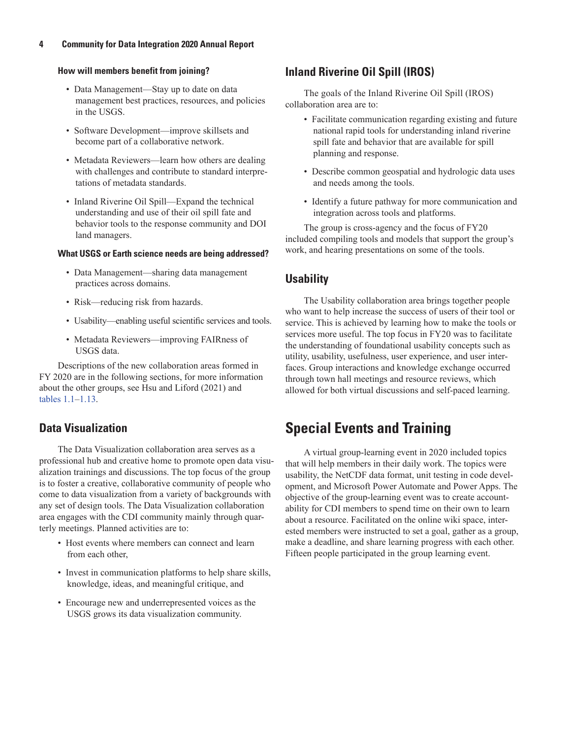#### How will members benefit from joining?

- Data Management—Stay up to date on data management best practices, resources, and policies in the USGS.
- Software Development—improve skillsets and become part of a collaborative network.
- Metadata Reviewers—learn how others are dealing with challenges and contribute to standard interpretations of metadata standards.
- Inland Riverine Oil Spill—Expand the technical understanding and use of their oil spill fate and behavior tools to the response community and DOI land managers.

#### What USGS or Earth science needs are being addressed?

- Data Management—sharing data management practices across domains.
- Risk—reducing risk from hazards.
- Usability—enabling useful scientific services and tools.
- Metadata Reviewers—improving FAIRness of USGS data.

Descriptions of the new collaboration areas formed in FY 2020 are in the following sections, for more information about the other groups, see Hsu and Liford (2021) and tables 1.1–1.13.

## Data Visualization

The Data Visualization collaboration area serves as a professional hub and creative home to promote open data visualization trainings and discussions. The top focus of the group is to foster a creative, collaborative community of people who come to data visualization from a variety of backgrounds with any set of design tools. The Data Visualization collaboration area engages with the CDI community mainly through quarterly meetings. Planned activities are to:

- Host events where members can connect and learn from each other,
- Invest in communication platforms to help share skills, knowledge, ideas, and meaningful critique, and
- Encourage new and underrepresented voices as the USGS grows its data visualization community.

## Inland Riverine Oil Spill (IROS)

The goals of the Inland Riverine Oil Spill (IROS) collaboration area are to:

- Facilitate communication regarding existing and future national rapid tools for understanding inland riverine spill fate and behavior that are available for spill planning and response.
- Describe common geospatial and hydrologic data uses and needs among the tools.
- Identify a future pathway for more communication and integration across tools and platforms.

The group is cross-agency and the focus of FY20 included compiling tools and models that support the group's work, and hearing presentations on some of the tools.

## Usability

The Usability collaboration area brings together people who want to help increase the success of users of their tool or service. This is achieved by learning how to make the tools or services more useful. The top focus in FY20 was to facilitate the understanding of foundational usability concepts such as utility, usability, usefulness, user experience, and user interfaces. Group interactions and knowledge exchange occurred through town hall meetings and resource reviews, which allowed for both virtual discussions and self-paced learning.

# Special Events and Training

A virtual group-learning event in 2020 included topics that will help members in their daily work. The topics were usability, the NetCDF data format, unit testing in code development, and Microsoft Power Automate and Power Apps. The objective of the group-learning event was to create accountability for CDI members to spend time on their own to learn about a resource. Facilitated on the online wiki space, interested members were instructed to set a goal, gather as a group, make a deadline, and share learning progress with each other. Fifteen people participated in the group learning event.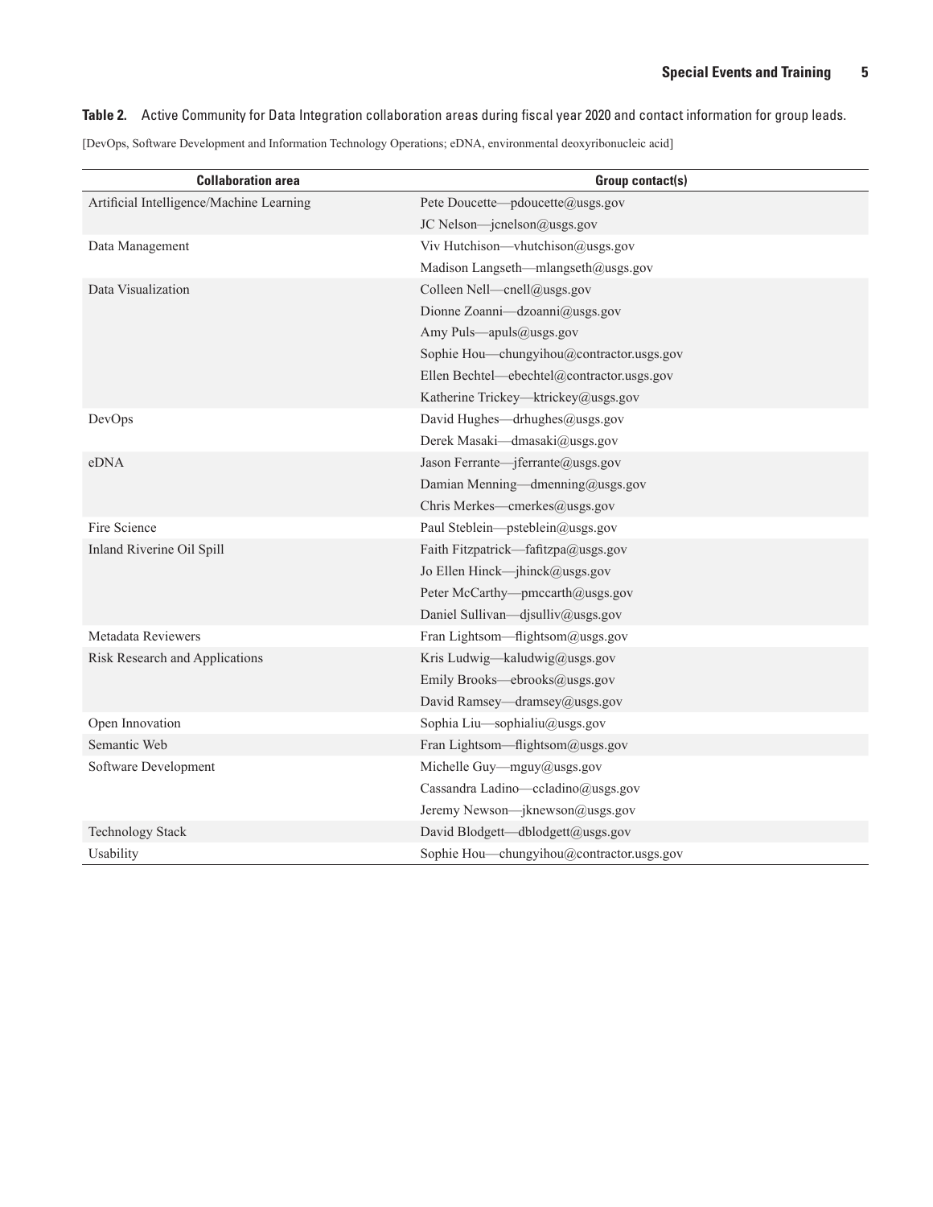**Table 2.** Active Community for Data Integration collaboration areas during fiscal year 2020 and contact information for group leads.

[DevOps, Software Development and Information Technology Operations; eDNA, environmental deoxyribonucleic acid]

| Collaboration area | Group contact(s) |
|---|---|
| Artificial Intelligence/Machine Learning | Pete Doucette—pdoucette@usgs.gov |
| | JC Nelson—jcnelson@usgs.gov |
| Data Management | Viv Hutchison—vhutchison@usgs.gov |
| | Madison Langseth—mlangseth@usgs.gov |
| Data Visualization | Colleen Nell—cnell@usgs.gov |
| | Dionne Zoanni—dzoanni@usgs.gov |
| | Amy Puls—apuls@usgs.gov |
| | Sophie Hou—chungyihou@contractor.usgs.gov |
| | Ellen Bechtel—ebechtel@contractor.usgs.gov |
| | Katherine Trickey—ktrickey@usgs.gov |
| DevOps | David Hughes—drhughes@usgs.gov |
| | Derek Masaki—dmasaki@usgs.gov |
| eDNA | Jason Ferrante—jferrante@usgs.gov |
| | Damian Menning—dmenning@usgs.gov |
| | Chris Merkes—cmerkes@usgs.gov |
| Fire Science | Paul Steblein—psteblein@usgs.gov |
| Inland Riverine Oil Spill | Faith Fitzpatrick—fafitzpa@usgs.gov |
| | Jo Ellen Hinck—jhinck@usgs.gov |
| | Peter McCarthy—pmccarth@usgs.gov |
| | Daniel Sullivan—djsulliv@usgs.gov |
| Metadata Reviewers | Fran Lightsom—flightsom@usgs.gov |
| Risk Research and Applications | Kris Ludwig—kaludwig@usgs.gov |
| | Emily Brooks—ebrooks@usgs.gov |
| | David Ramsey—dramsey@usgs.gov |
| Open Innovation | Sophia Liu—sophialiu@usgs.gov |
| Semantic Web | Fran Lightsom—flightsom@usgs.gov |
| Software Development | Michelle Guy—mguy@usgs.gov |
| | Cassandra Ladino—ccladino@usgs.gov |
| | Jeremy Newson—jknewson@usgs.gov |
| Technology Stack | David Blodgett—dblodgett@usgs.gov |
| Usability | Sophie Hou—chungyihou@contractor.usgs.gov |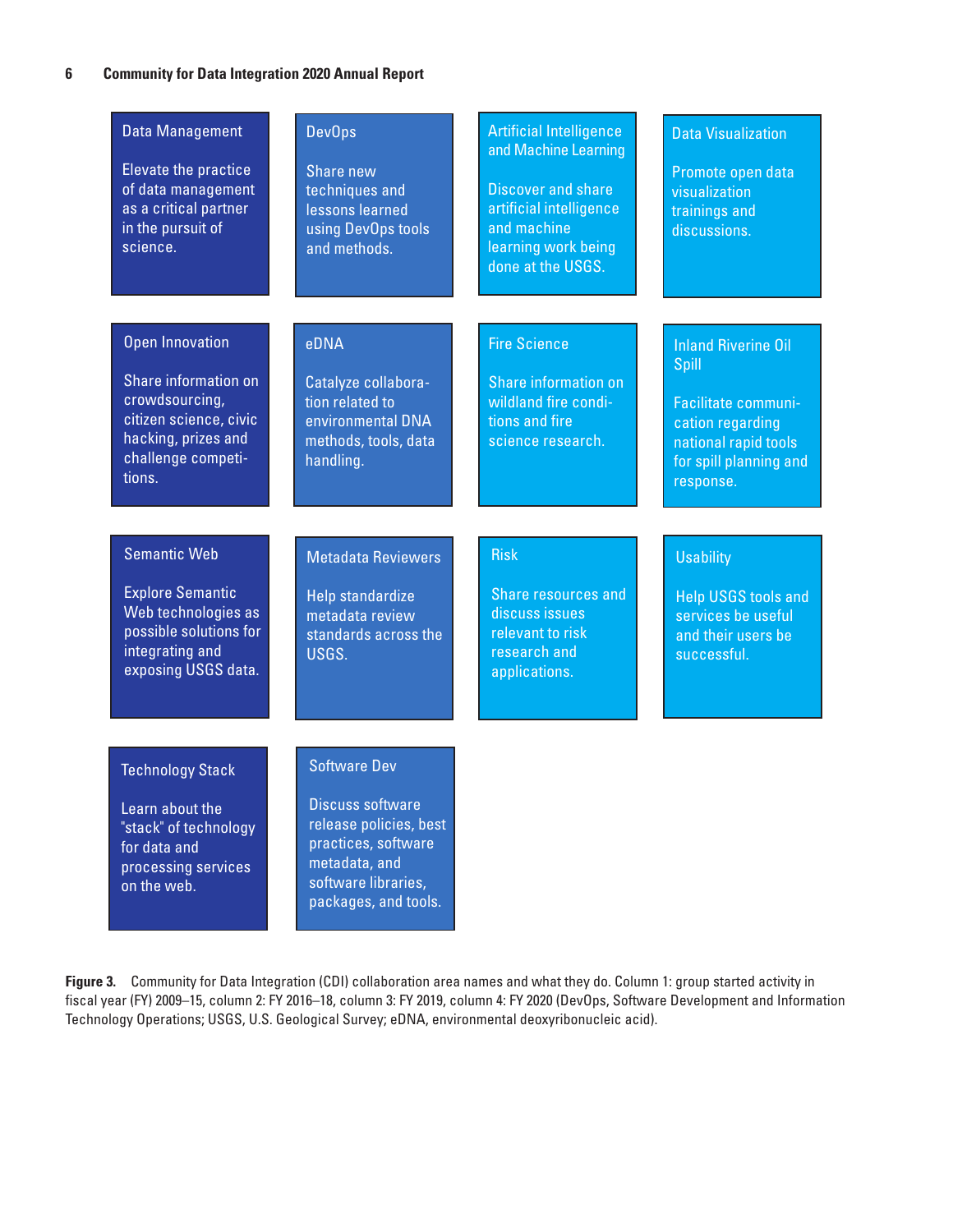**Data Management**

Elevate the practice of data management as a critical partner in the pursuit of science.

**DevOps**

Share new techniques and lessons learned using DevOps tools and methods.

**Artificial Intelligence and Machine Learning**

Discover and share artificial intelligence and machine learning work being done at the USGS.

**Data Visualization**

Promote open data visualization trainings and discussions.

**Open Innovation**

Share information on crowdsourcing, citizen science, civic hacking, prizes and challenge competitions.

**eDNA**

Catalyze collaboration related to environmental DNA methods, tools, data handling.

**Fire Science**

Share information on wildland fire conditions and fire science research.

**Inland Riverine Oil Spill**

Facilitate communication regarding national rapid tools for spill planning and response.

**Semantic Web**

Explore Semantic Web technologies as possible solutions for integrating and exposing USGS data.

**Metadata Reviewers**

Help standardize metadata review standards across the USGS.

**Risk**

Share resources and discuss issues relevant to risk research and applications.

**Usability**

Help USGS tools and services be useful and their users be successful.

**Technology Stack**

Learn about the "stack" of technology for data and processing services on the web.

**Software Dev**

Discuss software release policies, best practices, software metadata, and software libraries, packages, and tools.

**Figure 3.** Community for Data Integration (CDI) collaboration area names and what they do. Column 1: group started activity in fiscal year (FY) 2009–15, column 2: FY 2016–18, column 3: FY 2019, column 4: FY 2020 (DevOps, Software Development and Information Technology Operations; USGS, U.S. Geological Survey; eDNA, environmental deoxyribonucleic acid).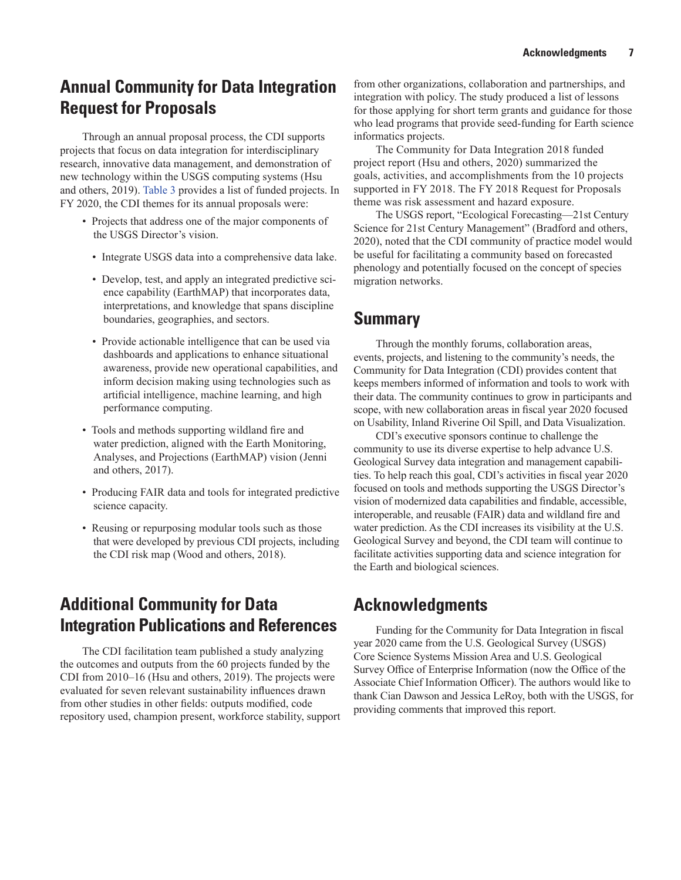## Annual Community for Data Integration Request for Proposals

Through an annual proposal process, the CDI supports projects that focus on data integration for interdisciplinary research, innovative data management, and demonstration of new technology within the USGS computing systems (Hsu and others, 2019). Table 3 provides a list of funded projects. In FY 2020, the CDI themes for its annual proposals were:

- Projects that address one of the major components of the USGS Director's vision.
  - Integrate USGS data into a comprehensive data lake.
  - Develop, test, and apply an integrated predictive science capability (EarthMAP) that incorporates data, interpretations, and knowledge that spans discipline boundaries, geographies, and sectors.
  - Provide actionable intelligence that can be used via dashboards and applications to enhance situational awareness, provide new operational capabilities, and inform decision making using technologies such as artificial intelligence, machine learning, and high performance computing.
- Tools and methods supporting wildland fire and water prediction, aligned with the Earth Monitoring, Analyses, and Projections (EarthMAP) vision (Jenni and others, 2017).
- Producing FAIR data and tools for integrated predictive science capacity.
- Reusing or repurposing modular tools such as those that were developed by previous CDI projects, including the CDI risk map (Wood and others, 2018).

## Additional Community for Data Integration Publications and References

The CDI facilitation team published a study analyzing the outcomes and outputs from the 60 projects funded by the CDI from 2010–16 (Hsu and others, 2019). The projects were evaluated for seven relevant sustainability influences drawn from other studies in other fields: outputs modified, code repository used, champion present, workforce stability, support from other organizations, collaboration and partnerships, and integration with policy. The study produced a list of lessons for those applying for short term grants and guidance for those who lead programs that provide seed-funding for Earth science informatics projects.

The Community for Data Integration 2018 funded project report (Hsu and others, 2020) summarized the goals, activities, and accomplishments from the 10 projects supported in FY 2018. The FY 2018 Request for Proposals theme was risk assessment and hazard exposure.

The USGS report, "Ecological Forecasting—21st Century Science for 21st Century Management" (Bradford and others, 2020), noted that the CDI community of practice model would be useful for facilitating a community based on forecasted phenology and potentially focused on the concept of species migration networks.

## Summary

Through the monthly forums, collaboration areas, events, projects, and listening to the community's needs, the Community for Data Integration (CDI) provides content that keeps members informed of information and tools to work with their data. The community continues to grow in participants and scope, with new collaboration areas in fiscal year 2020 focused on Usability, Inland Riverine Oil Spill, and Data Visualization.

CDI's executive sponsors continue to challenge the community to use its diverse expertise to help advance U.S. Geological Survey data integration and management capabilities. To help reach this goal, CDI's activities in fiscal year 2020 focused on tools and methods supporting the USGS Director's vision of modernized data capabilities and findable, accessible, interoperable, and reusable (FAIR) data and wildland fire and water prediction. As the CDI increases its visibility at the U.S. Geological Survey and beyond, the CDI team will continue to facilitate activities supporting data and science integration for the Earth and biological sciences.

## Acknowledgments

Funding for the Community for Data Integration in fiscal year 2020 came from the U.S. Geological Survey (USGS) Core Science Systems Mission Area and U.S. Geological Survey Office of Enterprise Information (now the Office of the Associate Chief Information Officer). The authors would like to thank Cian Dawson and Jessica LeRoy, both with the USGS, for providing comments that improved this report.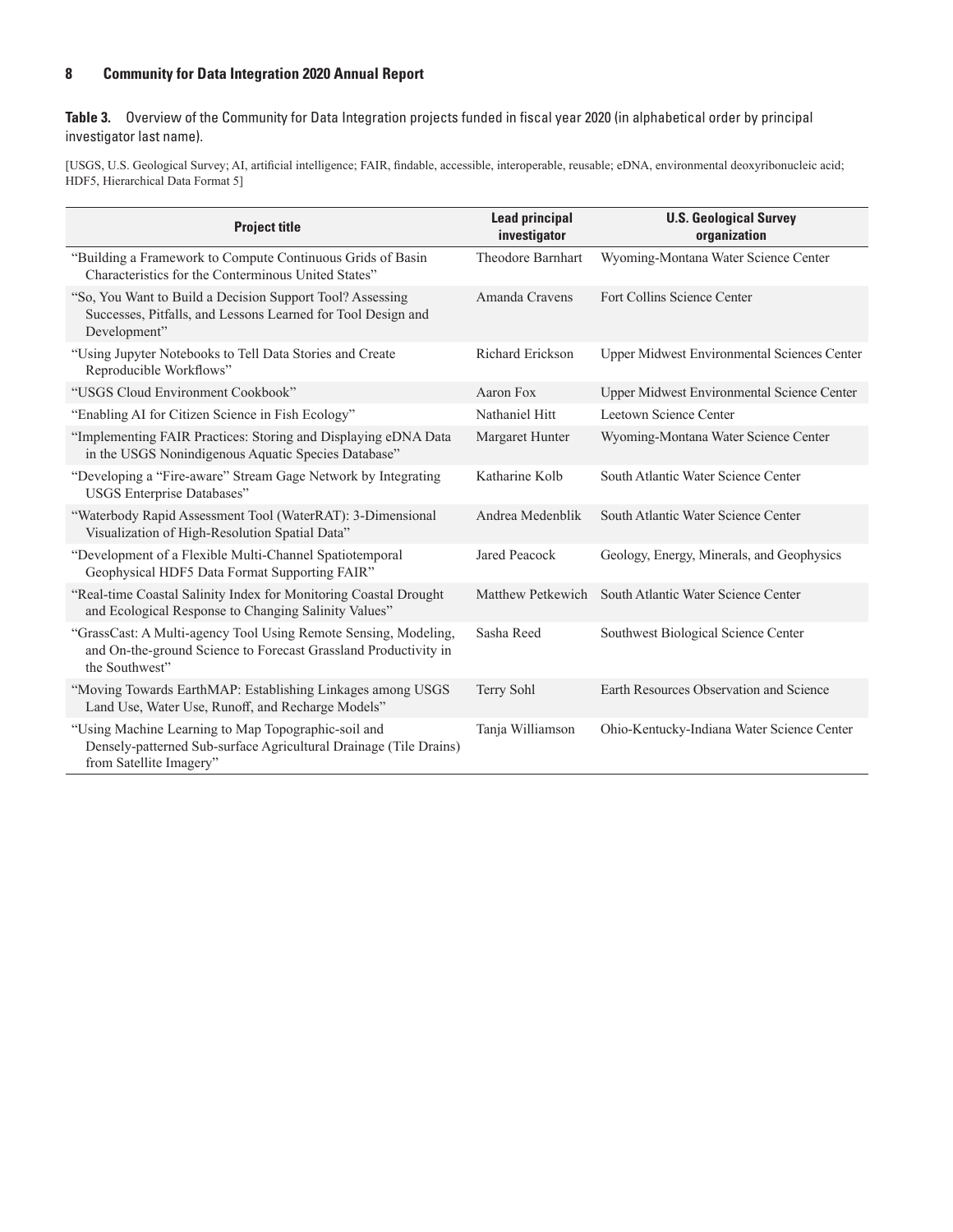**Table 3.** Overview of the Community for Data Integration projects funded in fiscal year 2020 (in alphabetical order by principal investigator last name).

[USGS, U.S. Geological Survey; AI, artificial intelligence; FAIR, findable, accessible, interoperable, reusable; eDNA, environmental deoxyribonucleic acid; HDF5, Hierarchical Data Format 5]

| Project title | Lead principal investigator | U.S. Geological Survey organization |
|---|---|---|
| "Building a Framework to Compute Continuous Grids of Basin Characteristics for the Conterminous United States" | Theodore Barnhart | Wyoming-Montana Water Science Center |
| "So, You Want to Build a Decision Support Tool? Assessing Successes, Pitfalls, and Lessons Learned for Tool Design and Development" | Amanda Cravens | Fort Collins Science Center |
| "Using Jupyter Notebooks to Tell Data Stories and Create Reproducible Workflows" | Richard Erickson | Upper Midwest Environmental Sciences Center |
| "USGS Cloud Environment Cookbook" | Aaron Fox | Upper Midwest Environmental Science Center |
| "Enabling AI for Citizen Science in Fish Ecology" | Nathaniel Hitt | Leetown Science Center |
| "Implementing FAIR Practices: Storing and Displaying eDNA Data in the USGS Nonindigenous Aquatic Species Database" | Margaret Hunter | Wyoming-Montana Water Science Center |
| "Developing a "Fire-aware" Stream Gage Network by Integrating USGS Enterprise Databases" | Katharine Kolb | South Atlantic Water Science Center |
| "Waterbody Rapid Assessment Tool (WaterRAT): 3-Dimensional Visualization of High-Resolution Spatial Data" | Andrea Medenblik | South Atlantic Water Science Center |
| "Development of a Flexible Multi-Channel Spatiotemporal Geophysical HDF5 Data Format Supporting FAIR" | Jared Peacock | Geology, Energy, Minerals, and Geophysics |
| "Real-time Coastal Salinity Index for Monitoring Coastal Drought and Ecological Response to Changing Salinity Values" | Matthew Petkewich | South Atlantic Water Science Center |
| "GrassCast: A Multi-agency Tool Using Remote Sensing, Modeling, and On-the-ground Science to Forecast Grassland Productivity in the Southwest" | Sasha Reed | Southwest Biological Science Center |
| "Moving Towards EarthMAP: Establishing Linkages among USGS Land Use, Water Use, Runoff, and Recharge Models" | Terry Sohl | Earth Resources Observation and Science |
| "Using Machine Learning to Map Topographic-soil and Densely-patterned Sub-surface Agricultural Drainage (Tile Drains) from Satellite Imagery" | Tanja Williamson | Ohio-Kentucky-Indiana Water Science Center |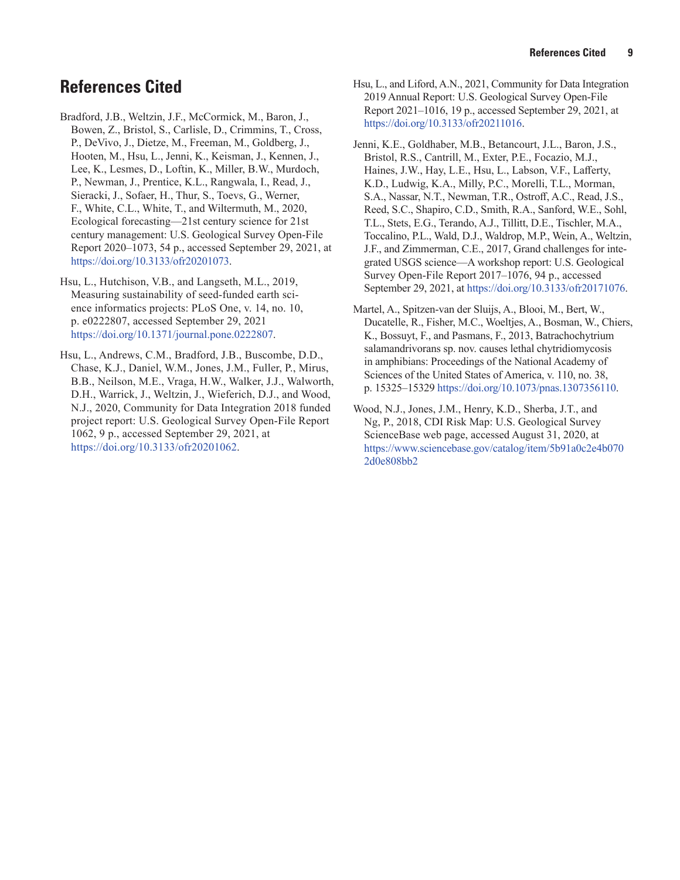# References Cited

Bradford, J.B., Weltzin, J.F., McCormick, M., Baron, J., Bowen, Z., Bristol, S., Carlisle, D., Crimmins, T., Cross, P., DeVivo, J., Dietze, M., Freeman, M., Goldberg, J., Hooten, M., Hsu, L., Jenni, K., Keisman, J., Kennen, J., Lee, K., Lesmes, D., Loftin, K., Miller, B.W., Murdoch, P., Newman, J., Prentice, K.L., Rangwala, I., Read, J., Sieracki, J., Sofaer, H., Thur, S., Toevs, G., Werner, F., White, C.L., White, T., and Wiltermuth, M., 2020, Ecological forecasting—21st century science for 21st century management: U.S. Geological Survey Open-File Report 2020–1073, 54 p., accessed September 29, 2021, at https://doi.org/10.3133/ofr20201073.

Hsu, L., Hutchison, V.B., and Langseth, M.L., 2019, Measuring sustainability of seed-funded earth science informatics projects: PLoS One, v. 14, no. 10, p. e0222807, accessed September 29, 2021 https://doi.org/10.1371/journal.pone.0222807.

Hsu, L., Andrews, C.M., Bradford, J.B., Buscombe, D.D., Chase, K.J., Daniel, W.M., Jones, J.M., Fuller, P., Mirus, B.B., Neilson, M.E., Vraga, H.W., Walker, J.J., Walworth, D.H., Warrick, J., Weltzin, J., Wieferich, D.J., and Wood, N.J., 2020, Community for Data Integration 2018 funded project report: U.S. Geological Survey Open-File Report 1062, 9 p., accessed September 29, 2021, at https://doi.org/10.3133/ofr20201062.

Hsu, L., and Liford, A.N., 2021, Community for Data Integration 2019 Annual Report: U.S. Geological Survey Open-File Report 2021–1016, 19 p., accessed September 29, 2021, at https://doi.org/10.3133/ofr20211016.

Jenni, K.E., Goldhaber, M.B., Betancourt, J.L., Baron, J.S., Bristol, R.S., Cantrill, M., Exter, P.E., Focazio, M.J., Haines, J.W., Hay, L.E., Hsu, L., Labson, V.F., Lafferty, K.D., Ludwig, K.A., Milly, P.C., Morelli, T.L., Morman, S.A., Nassar, N.T., Newman, T.R., Ostroff, A.C., Read, J.S., Reed, S.C., Shapiro, C.D., Smith, R.A., Sanford, W.E., Sohl, T.L., Stets, E.G., Terando, A.J., Tillitt, D.E., Tischler, M.A., Toccalino, P.L., Wald, D.J., Waldrop, M.P., Wein, A., Weltzin, J.F., and Zimmerman, C.E., 2017, Grand challenges for integrated USGS science—A workshop report: U.S. Geological Survey Open-File Report 2017–1076, 94 p., accessed September 29, 2021, at https://doi.org/10.3133/ofr20171076.

Martel, A., Spitzen-van der Sluijs, A., Blooi, M., Bert, W., Ducatelle, R., Fisher, M.C., Woeltjes, A., Bosman, W., Chiers, K., Bossuyt, F., and Pasmans, F., 2013, Batrachochytrium salamandrivorans sp. nov. causes lethal chytridiomycosis in amphibians: Proceedings of the National Academy of Sciences of the United States of America, v. 110, no. 38, p. 15325–15329 https://doi.org/10.1073/pnas.1307356110.

Wood, N.J., Jones, J.M., Henry, K.D., Sherba, J.T., and Ng, P., 2018, CDI Risk Map: U.S. Geological Survey ScienceBase web page, accessed August 31, 2020, at https://www.sciencebase.gov/catalog/item/5b91a0c2e4b0702d0e808bb2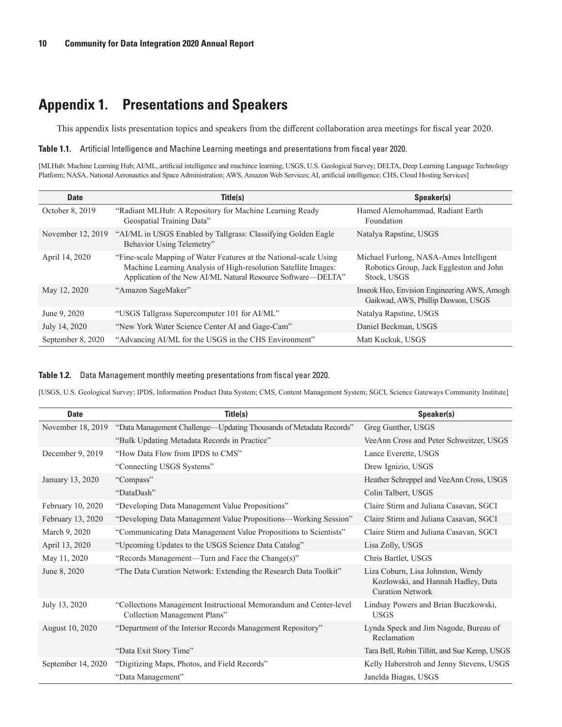# Appendix 1. Presentations and Speakers

This appendix lists presentation topics and speakers from the different collaboration area meetings for fiscal year 2020.

**Table 1.1.** Artificial Intelligence and Machine Learning meetings and presentations from fiscal year 2020.

[MLHub: Machine Learning Hub; AI/ML, artificial intelligence and machince learning; USGS, U.S. Geological Survey; DELTA, Deep Learning Language Technology Platform; NASA, National Aeronautics and Space Administration; AWS, Amazon Web Services; AI, artificial intelligence; CHS, Cloud Hosting Services]

| Date | Title(s) | Speaker(s) |
|---|---|---|
| October 8, 2019 | "Radiant MLHub: A Repository for Machine Learning Ready Geospatial Training Data" | Hamed Alemohammad, Radiant Earth Foundation |
| November 12, 2019 | "AI/ML in USGS Enabled by Tallgrass: Classifying Golden Eagle Behavior Using Telemetry" | Natalya Rapstine, USGS |
| April 14, 2020 | "Fine-scale Mapping of Water Features at the National-scale Using Machine Learning Analysis of High-resolution Satellite Images: Application of the New AI/ML Natural Resource Software—DELTA" | Michael Furlong, NASA-Ames Intelligent Robotics Group, Jack Eggleston and John Stock, USGS |
| May 12, 2020 | "Amazon SageMaker" | Inseok Heo, Envision Engineering AWS, Amogh Gaikwad, AWS, Phillip Dawson, USGS |
| June 9, 2020 | "USGS Tallgrass Supercomputer 101 for AI/ML" | Natalya Rapstine, USGS |
| July 14, 2020 | "New York Water Science Center AI and Gage-Cam" | Daniel Beckman, USGS |
| September 8, 2020 | "Advancing AI/ML for the USGS in the CHS Environment" | Matt Kuckuk, USGS |

**Table 1.2.** Data Management monthly meeting presentations from fiscal year 2020.

[USGS, U.S. Geological Survey; IPDS, Information Product Data System; CMS, Content Management System; SGCI, Science Gateways Community Institute]

| Date | Title(s) | Speaker(s) |
|---|---|---|
| November 18, 2019 | "Data Management Challenge—Updating Thousands of Metadata Records" | Greg Gunther, USGS |
| | "Bulk Updating Metadata Records in Practice" | VeeAnn Cross and Peter Schweitzer, USGS |
| December 9, 2019 | "How Data Flow from IPDS to CMS" | Lance Everette, USGS |
| | "Connecting USGS Systems" | Drew Ignizio, USGS |
| January 13, 2020 | "Compass" | Heather Schreppel and VeeAnn Cross, USGS |
| | "DataDash" | Colin Talbert, USGS |
| February 10, 2020 | "Developing Data Management Value Propositions" | Claire Stirm and Juliana Casavan, SGCI |
| February 13, 2020 | "Developing Data Management Value Propositions—Working Session" | Claire Stirm and Juliana Casavan, SGCI |
| March 9, 2020 | "Communicating Data Management Value Propositions to Scientists" | Claire Stirm and Juliana Casavan, SGCI |
| April 13, 2020 | "Upcoming Updates to the USGS Science Data Catalog" | Lisa Zolly, USGS |
| May 11, 2020 | "Records Management—Turn and Face the Change(s)" | Chris Bartlet, USGS |
| June 8, 2020 | "The Data Curation Network: Extending the Research Data Toolkit" | Liza Coburn, Lisa Johnston, Wendy Kozlowski, and Hannah Hadley, Data Curation Network |
| July 13, 2020 | "Collections Management Instructional Memorandum and Center-level Collection Management Plans" | Lindsay Powers and Brian Buczkowski, USGS |
| August 10, 2020 | "Department of the Interior Records Management Repository" | Lynda Speck and Jim Nagode, Bureau of Reclamation |
| | "Data Exit Story Time" | Tara Bell, Robin Tillitt, and Sue Kemp, USGS |
| September 14, 2020 | "Digitizing Maps, Photos, and Field Records" | Kelly Haberstroh and Jenny Stevens, USGS |
| | "Data Management" | Janelda Biagas, USGS |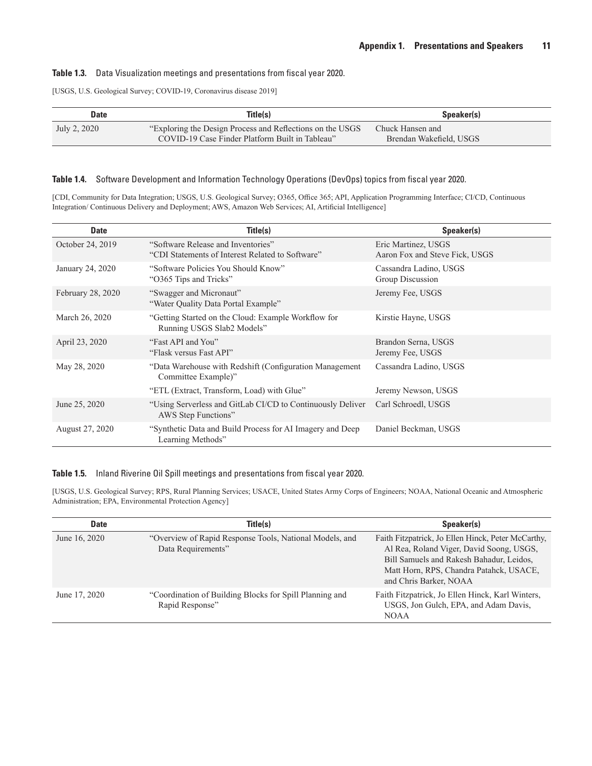**Table 1.3.** Data Visualization meetings and presentations from fiscal year 2020.

[USGS, U.S. Geological Survey; COVID-19, Coronavirus disease 2019]

| Date | Title(s) | Speaker(s) |
|---|---|---|
| July 2, 2020 | "Exploring the Design Process and Reflections on the USGS COVID-19 Case Finder Platform Built in Tableau" | Chuck Hansen and Brendan Wakefield, USGS |

**Table 1.4.** Software Development and Information Technology Operations (DevOps) topics from fiscal year 2020.

[CDI, Community for Data Integration; USGS, U.S. Geological Survey; O365, Office 365; API, Application Programming Interface; CI/CD, Continuous Integration/ Continuous Delivery and Deployment; AWS, Amazon Web Services; AI, Artificial Intelligence]

| Date | Title(s) | Speaker(s) |
|---|---|---|
| October 24, 2019 | "Software Release and Inventories"<br>"CDI Statements of Interest Related to Software" | Eric Martinez, USGS<br>Aaron Fox and Steve Fick, USGS |
| January 24, 2020 | "Software Policies You Should Know"<br>"O365 Tips and Tricks" | Cassandra Ladino, USGS<br>Group Discussion |
| February 28, 2020 | "Swagger and Micronaut"<br>"Water Quality Data Portal Example" | Jeremy Fee, USGS |
| March 26, 2020 | "Getting Started on the Cloud: Example Workflow for Running USGS Slab2 Models" | Kirstie Hayne, USGS |
| April 23, 2020 | "Fast API and You"<br>"Flask versus Fast API" | Brandon Serna, USGS<br>Jeremy Fee, USGS |
| May 28, 2020 | "Data Warehouse with Redshift (Configuration Management Committee Example)"<br>"ETL (Extract, Transform, Load) with Glue" | Cassandra Ladino, USGS<br>Jeremy Newson, USGS |
| June 25, 2020 | "Using Serverless and GitLab CI/CD to Continuously Deliver AWS Step Functions" | Carl Schroedl, USGS |
| August 27, 2020 | "Synthetic Data and Build Process for AI Imagery and Deep Learning Methods" | Daniel Beckman, USGS |

**Table 1.5.** Inland Riverine Oil Spill meetings and presentations from fiscal year 2020.

[USGS, U.S. Geological Survey; RPS, Rural Planning Services; USACE, United States Army Corps of Engineers; NOAA, National Oceanic and Atmospheric Administration; EPA, Environmental Protection Agency]

| Date | Title(s) | Speaker(s) |
|---|---|---|
| June 16, 2020 | "Overview of Rapid Response Tools, National Models, and Data Requirements" | Faith Fitzpatrick, Jo Ellen Hinck, Peter McCarthy, Al Rea, Roland Viger, David Soong, USGS, Bill Samuels and Rakesh Bahadur, Leidos, Matt Horn, RPS, Chandra Patahck, USACE, and Chris Barker, NOAA |
| June 17, 2020 | "Coordination of Building Blocks for Spill Planning and Rapid Response" | Faith Fitzpatrick, Jo Ellen Hinck, Karl Winters, USGS, Jon Gulch, EPA, and Adam Davis, NOAA |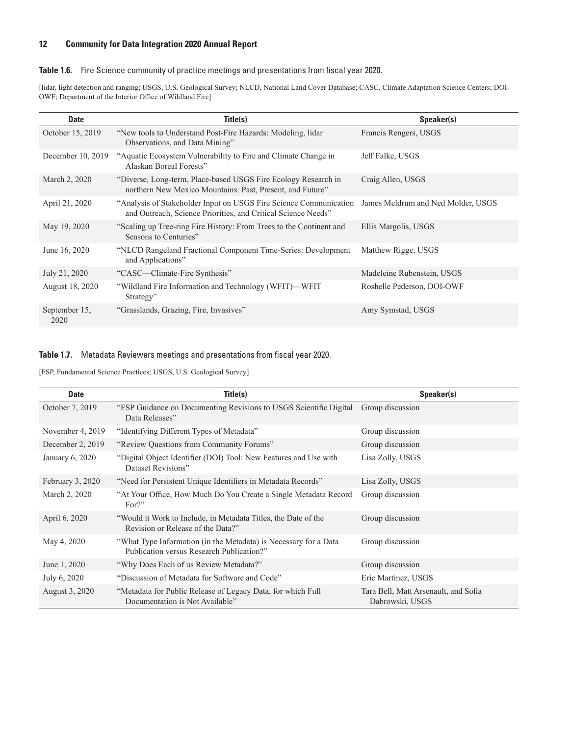**Table 1.6.** Fire Science community of practice meetings and presentations from fiscal year 2020.

[lidar, light detection and ranging; USGS, U.S. Geological Survey; NLCD, National Land Cover Database; CASC, Climate Adaptation Science Centers; DOI-OWF; Department of the Interior Office of Wildland Fire]

| Date | Title(s) | Speaker(s) |
|---|---|---|
| October 15, 2019 | "New tools to Understand Post-Fire Hazards: Modeling, lidar Observations, and Data Mining" | Francis Rengers, USGS |
| December 10, 2019 | "Aquatic Ecosystem Vulnerability to Fire and Climate Change in Alaskan Boreal Forests" | Jeff Falke, USGS |
| March 2, 2020 | "Diverse, Long-term, Place-based USGS Fire Ecology Research in northern New Mexico Mountains: Past, Present, and Future" | Craig Allen, USGS |
| April 21, 2020 | "Analysis of Stakeholder Input on USGS Fire Science Communication and Outreach, Science Priorities, and Critical Science Needs" | James Meldrum and Ned Molder, USGS |
| May 19, 2020 | "Scaling up Tree-ring Fire History: From Trees to the Continent and Seasons to Centuries" | Ellis Margolis, USGS |
| June 16, 2020 | "NLCD Rangeland Fractional Component Time-Series: Development and Applications" | Matthew Rigge, USGS |
| July 21, 2020 | "CASC—Climate-Fire Synthesis" | Madeleine Rubenstein, USGS |
| August 18, 2020 | "Wildland Fire Information and Technology (WFIT)—WFIT Strategy" | Roshelle Pederson, DOI-OWF |
| September 15, 2020 | "Grasslands, Grazing, Fire, Invasives" | Amy Symstad, USGS |

**Table 1.7.** Metadata Reviewers meetings and presentations from fiscal year 2020.

[FSP, Fundamental Science Practices; USGS, U.S. Geological Survey]

| Date | Title(s) | Speaker(s) |
|---|---|---|
| October 7, 2019 | "FSP Guidance on Documenting Revisions to USGS Scientific Digital Data Releases" | Group discussion |
| November 4, 2019 | "Identifying Different Types of Metadata" | Group discussion |
| December 2, 2019 | "Review Questions from Community Forums" | Group discussion |
| January 6, 2020 | "Digital Object Identifier (DOI) Tool: New Features and Use with Dataset Revisions" | Lisa Zolly, USGS |
| February 3, 2020 | "Need for Persistent Unique Identifiers in Metadata Records" | Lisa Zolly, USGS |
| March 2, 2020 | "At Your Office, How Much Do You Create a Single Metadata Record For?" | Group discussion |
| April 6, 2020 | "Would it Work to Include, in Metadata Titles, the Date of the Revision or Release of the Data?" | Group discussion |
| May 4, 2020 | "What Type Information (in the Metadata) is Necessary for a Data Publication versus Research Publication?" | Group discussion |
| June 1, 2020 | "Why Does Each of us Review Metadata?" | Group discussion |
| July 6, 2020 | "Discussion of Metadata for Software and Code" | Eric Martinez, USGS |
| August 3, 2020 | "Metadata for Public Release of Legacy Data, for which Full Documentation is Not Available" | Tara Bell, Matt Arsenault, and Sofia Dabrowski, USGS |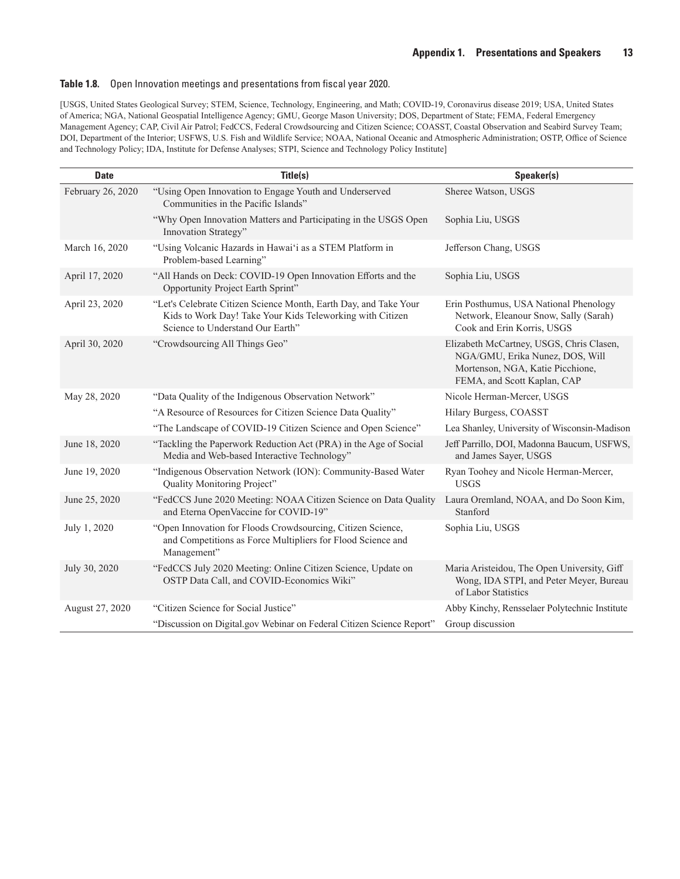**Table 1.8.** Open Innovation meetings and presentations from fiscal year 2020.

[USGS, United States Geological Survey; STEM, Science, Technology, Engineering, and Math; COVID-19, Coronavirus disease 2019; USA, United States of America; NGA, National Geospatial Intelligence Agency; GMU, George Mason University; DOS, Department of State; FEMA, Federal Emergency Management Agency; CAP, Civil Air Patrol; FedCCS, Federal Crowdsourcing and Citizen Science; COASST, Coastal Observation and Seabird Survey Team; DOI, Department of the Interior; USFWS, U.S. Fish and Wildlife Service; NOAA, National Oceanic and Atmospheric Administration; OSTP, Office of Science and Technology Policy; IDA, Institute for Defense Analyses; STPI, Science and Technology Policy Institute]

| Date | Title(s) | Speaker(s) |
|---|---|---|
| February 26, 2020 | "Using Open Innovation to Engage Youth and Underserved Communities in the Pacific Islands" | Sheree Watson, USGS |
| | "Why Open Innovation Matters and Participating in the USGS Open Innovation Strategy" | Sophia Liu, USGS |
| March 16, 2020 | "Using Volcanic Hazards in Hawai'i as a STEM Platform in Problem-based Learning" | Jefferson Chang, USGS |
| April 17, 2020 | "All Hands on Deck: COVID-19 Open Innovation Efforts and the Opportunity Project Earth Sprint" | Sophia Liu, USGS |
| April 23, 2020 | "Let's Celebrate Citizen Science Month, Earth Day, and Take Your Kids to Work Day! Take Your Kids Teleworking with Citizen Science to Understand Our Earth" | Erin Posthumus, USA National Phenology Network, Eleanour Snow, Sally (Sarah) Cook and Erin Korris, USGS |
| April 30, 2020 | "Crowdsourcing All Things Geo" | Elizabeth McCartney, USGS, Chris Clasen, NGA/GMU, Erika Nunez, DOS, Will Mortenson, NGA, Katie Picchione, FEMA, and Scott Kaplan, CAP |
| May 28, 2020 | "Data Quality of the Indigenous Observation Network" | Nicole Herman-Mercer, USGS |
| | "A Resource of Resources for Citizen Science Data Quality" | Hilary Burgess, COASST |
| | "The Landscape of COVID-19 Citizen Science and Open Science" | Lea Shanley, University of Wisconsin-Madison |
| June 18, 2020 | "Tackling the Paperwork Reduction Act (PRA) in the Age of Social Media and Web-based Interactive Technology" | Jeff Parrillo, DOI, Madonna Baucum, USFWS, and James Sayer, USGS |
| June 19, 2020 | "Indigenous Observation Network (ION): Community-Based Water Quality Monitoring Project" | Ryan Toohey and Nicole Herman-Mercer, USGS |
| June 25, 2020 | "FedCCS June 2020 Meeting: NOAA Citizen Science on Data Quality and Eterna OpenVaccine for COVID-19" | Laura Oremland, NOAA, and Do Soon Kim, Stanford |
| July 1, 2020 | "Open Innovation for Floods Crowdsourcing, Citizen Science, and Competitions as Force Multipliers for Flood Science and Management" | Sophia Liu, USGS |
| July 30, 2020 | "FedCCS July 2020 Meeting: Online Citizen Science, Update on OSTP Data Call, and COVID-Economics Wiki" | Maria Aristeidou, The Open University, Giff Wong, IDA STPI, and Peter Meyer, Bureau of Labor Statistics |
| August 27, 2020 | "Citizen Science for Social Justice" | Abby Kinchy, Rensselaer Polytechnic Institute |
| | "Discussion on Digital.gov Webinar on Federal Citizen Science Report" | Group discussion |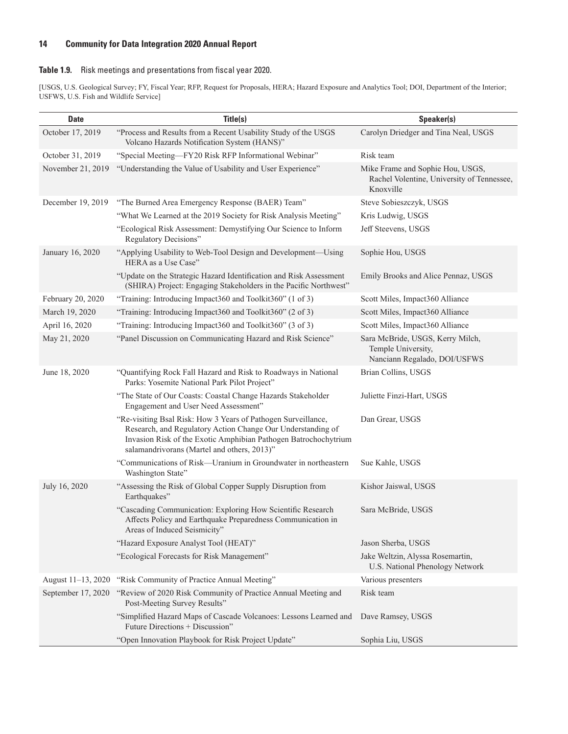**Table 1.9.** Risk meetings and presentations from fiscal year 2020.

[USGS, U.S. Geological Survey; FY, Fiscal Year; RFP, Request for Proposals, HERA; Hazard Exposure and Analytics Tool; DOI, Department of the Interior; USFWS, U.S. Fish and Wildlife Service]

| Date | Title(s) | Speaker(s) |
|---|---|---|
| October 17, 2019 | "Process and Results from a Recent Usability Study of the USGS Volcano Hazards Notification System (HANS)" | Carolyn Driedger and Tina Neal, USGS |
| October 31, 2019 | "Special Meeting—FY20 Risk RFP Informational Webinar" | Risk team |
| November 21, 2019 | "Understanding the Value of Usability and User Experience" | Mike Frame and Sophie Hou, USGS, Rachel Volentine, University of Tennessee, Knoxville |
| December 19, 2019 | "The Burned Area Emergency Response (BAER) Team" | Steve Sobieszczyk, USGS |
| | "What We Learned at the 2019 Society for Risk Analysis Meeting" | Kris Ludwig, USGS |
| | "Ecological Risk Assessment: Demystifying Our Science to Inform Regulatory Decisions" | Jeff Steevens, USGS |
| January 16, 2020 | "Applying Usability to Web-Tool Design and Development—Using HERA as a Use Case" | Sophie Hou, USGS |
| | "Update on the Strategic Hazard Identification and Risk Assessment (SHIRA) Project: Engaging Stakeholders in the Pacific Northwest" | Emily Brooks and Alice Pennaz, USGS |
| February 20, 2020 | "Training: Introducing Impact360 and Toolkit360" (1 of 3) | Scott Miles, Impact360 Alliance |
| March 19, 2020 | "Training: Introducing Impact360 and Toolkit360" (2 of 3) | Scott Miles, Impact360 Alliance |
| April 16, 2020 | "Training: Introducing Impact360 and Toolkit360" (3 of 3) | Scott Miles, Impact360 Alliance |
| May 21, 2020 | "Panel Discussion on Communicating Hazard and Risk Science" | Sara McBride, USGS, Kerry Milch, Temple University, Nanciann Regalado, DOI/USFWS |
| June 18, 2020 | "Quantifying Rock Fall Hazard and Risk to Roadways in National Parks: Yosemite National Park Pilot Project" | Brian Collins, USGS |
| | "The State of Our Coasts: Coastal Change Hazards Stakeholder Engagement and User Need Assessment" | Juliette Finzi-Hart, USGS |
| | "Re-visiting Bsal Risk: How 3 Years of Pathogen Surveillance, Research, and Regulatory Action Change Our Understanding of Invasion Risk of the Exotic Amphibian Pathogen Batrochochytrium salamandrivorans (Martel and others, 2013)" | Dan Grear, USGS |
| | "Communications of Risk—Uranium in Groundwater in northeastern Washington State" | Sue Kahle, USGS |
| July 16, 2020 | "Assessing the Risk of Global Copper Supply Disruption from Earthquakes" | Kishor Jaiswal, USGS |
| | "Cascading Communication: Exploring How Scientific Research Affects Policy and Earthquake Preparedness Communication in Areas of Induced Seismicity" | Sara McBride, USGS |
| | "Hazard Exposure Analyst Tool (HEAT)" | Jason Sherba, USGS |
| | "Ecological Forecasts for Risk Management" | Jake Weltzin, Alyssa Rosemartin, U.S. National Phenology Network |
| August 11–13, 2020 | "Risk Community of Practice Annual Meeting" | Various presenters |
| September 17, 2020 | "Review of 2020 Risk Community of Practice Annual Meeting and Post-Meeting Survey Results" | Risk team |
| | "Simplified Hazard Maps of Cascade Volcanoes: Lessons Learned and Future Directions + Discussion" | Dave Ramsey, USGS |
| | "Open Innovation Playbook for Risk Project Update" | Sophia Liu, USGS |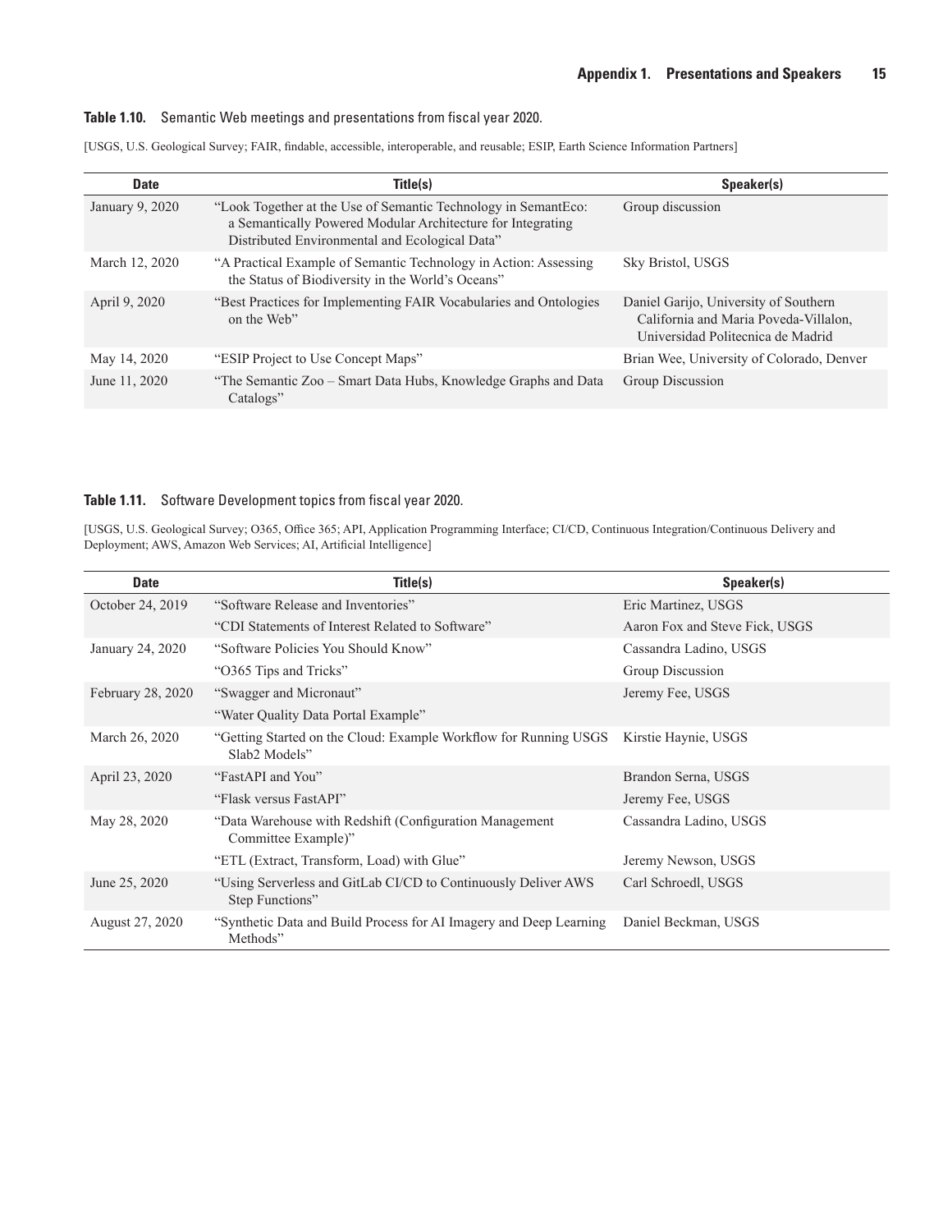**Table 1.10.** Semantic Web meetings and presentations from fiscal year 2020.

[USGS, U.S. Geological Survey; FAIR, findable, accessible, interoperable, and reusable; ESIP, Earth Science Information Partners]

| Date | Title(s) | Speaker(s) |
| --- | --- | --- |
| January 9, 2020 | "Look Together at the Use of Semantic Technology in SemantEco: a Semantically Powered Modular Architecture for Integrating Distributed Environmental and Ecological Data" | Group discussion |
| March 12, 2020 | "A Practical Example of Semantic Technology in Action: Assessing the Status of Biodiversity in the World's Oceans" | Sky Bristol, USGS |
| April 9, 2020 | "Best Practices for Implementing FAIR Vocabularies and Ontologies on the Web" | Daniel Garijo, University of Southern California and Maria Poveda-Villalon, Universidad Politecnica de Madrid |
| May 14, 2020 | "ESIP Project to Use Concept Maps" | Brian Wee, University of Colorado, Denver |
| June 11, 2020 | "The Semantic Zoo – Smart Data Hubs, Knowledge Graphs and Data Catalogs" | Group Discussion |

**Table 1.11.** Software Development topics from fiscal year 2020.

[USGS, U.S. Geological Survey; O365, Office 365; API, Application Programming Interface; CI/CD, Continuous Integration/Continuous Delivery and Deployment; AWS, Amazon Web Services; AI, Artificial Intelligence]

| Date | Title(s) | Speaker(s) |
| --- | --- | --- |
| October 24, 2019 | "Software Release and Inventories" | Eric Martinez, USGS |
| | "CDI Statements of Interest Related to Software" | Aaron Fox and Steve Fick, USGS |
| January 24, 2020 | "Software Policies You Should Know" | Cassandra Ladino, USGS |
| | "O365 Tips and Tricks" | Group Discussion |
| February 28, 2020 | "Swagger and Micronaut" | Jeremy Fee, USGS |
| | "Water Quality Data Portal Example" | |
| March 26, 2020 | "Getting Started on the Cloud: Example Workflow for Running USGS Slab2 Models" | Kirstie Haynie, USGS |
| April 23, 2020 | "FastAPI and You" | Brandon Serna, USGS |
| | "Flask versus FastAPI" | Jeremy Fee, USGS |
| May 28, 2020 | "Data Warehouse with Redshift (Configuration Management Committee Example)" | Cassandra Ladino, USGS |
| | "ETL (Extract, Transform, Load) with Glue" | Jeremy Newson, USGS |
| June 25, 2020 | "Using Serverless and GitLab CI/CD to Continuously Deliver AWS Step Functions" | Carl Schroedl, USGS |
| August 27, 2020 | "Synthetic Data and Build Process for AI Imagery and Deep Learning Methods" | Daniel Beckman, USGS |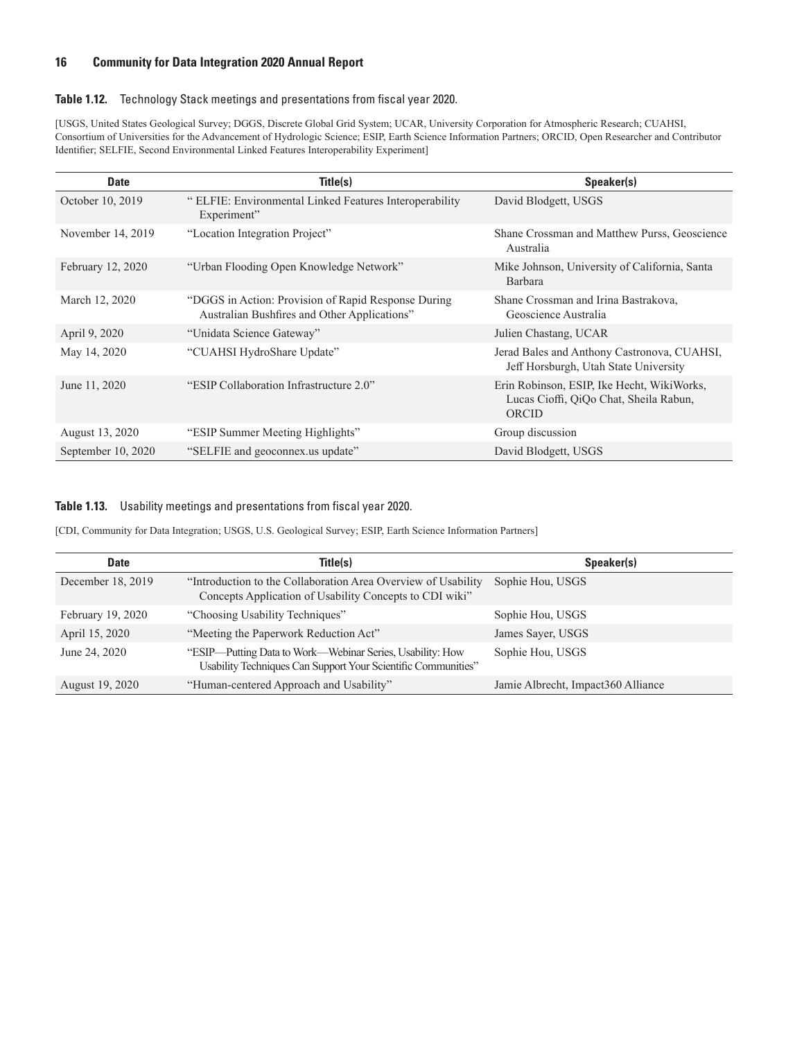**Table 1.12.** Technology Stack meetings and presentations from fiscal year 2020.

[USGS, United States Geological Survey; DGGS, Discrete Global Grid System; UCAR, University Corporation for Atmospheric Research; CUAHSI, Consortium of Universities for the Advancement of Hydrologic Science; ESIP, Earth Science Information Partners; ORCID, Open Researcher and Contributor Identifier; SELFIE, Second Environmental Linked Features Interoperability Experiment]

| Date | Title(s) | Speaker(s) |
|---|---|---|
| October 10, 2019 | " ELFIE: Environmental Linked Features Interoperability Experiment" | David Blodgett, USGS |
| November 14, 2019 | "Location Integration Project" | Shane Crossman and Matthew Purss, Geoscience Australia |
| February 12, 2020 | "Urban Flooding Open Knowledge Network" | Mike Johnson, University of California, Santa Barbara |
| March 12, 2020 | "DGGS in Action: Provision of Rapid Response During Australian Bushfires and Other Applications" | Shane Crossman and Irina Bastrakova, Geoscience Australia |
| April 9, 2020 | "Unidata Science Gateway" | Julien Chastang, UCAR |
| May 14, 2020 | "CUAHSI HydroShare Update" | Jerad Bales and Anthony Castronova, CUAHSI, Jeff Horsburgh, Utah State University |
| June 11, 2020 | "ESIP Collaboration Infrastructure 2.0" | Erin Robinson, ESIP, Ike Hecht, WikiWorks, Lucas Cioffi, QiQo Chat, Sheila Rabun, ORCID |
| August 13, 2020 | "ESIP Summer Meeting Highlights" | Group discussion |
| September 10, 2020 | "SELFIE and geoconnex.us update" | David Blodgett, USGS |

**Table 1.13.** Usability meetings and presentations from fiscal year 2020.

[CDI, Community for Data Integration; USGS, U.S. Geological Survey; ESIP, Earth Science Information Partners]

| Date | Title(s) | Speaker(s) |
|---|---|---|
| December 18, 2019 | "Introduction to the Collaboration Area Overview of Usability Concepts Application of Usability Concepts to CDI wiki" | Sophie Hou, USGS |
| February 19, 2020 | "Choosing Usability Techniques" | Sophie Hou, USGS |
| April 15, 2020 | "Meeting the Paperwork Reduction Act" | James Sayer, USGS |
| June 24, 2020 | "ESIP—Putting Data to Work—Webinar Series, Usability: How Usability Techniques Can Support Your Scientific Communities" | Sophie Hou, USGS |
| August 19, 2020 | "Human-centered Approach and Usability" | Jamie Albrecht, Impact360 Alliance |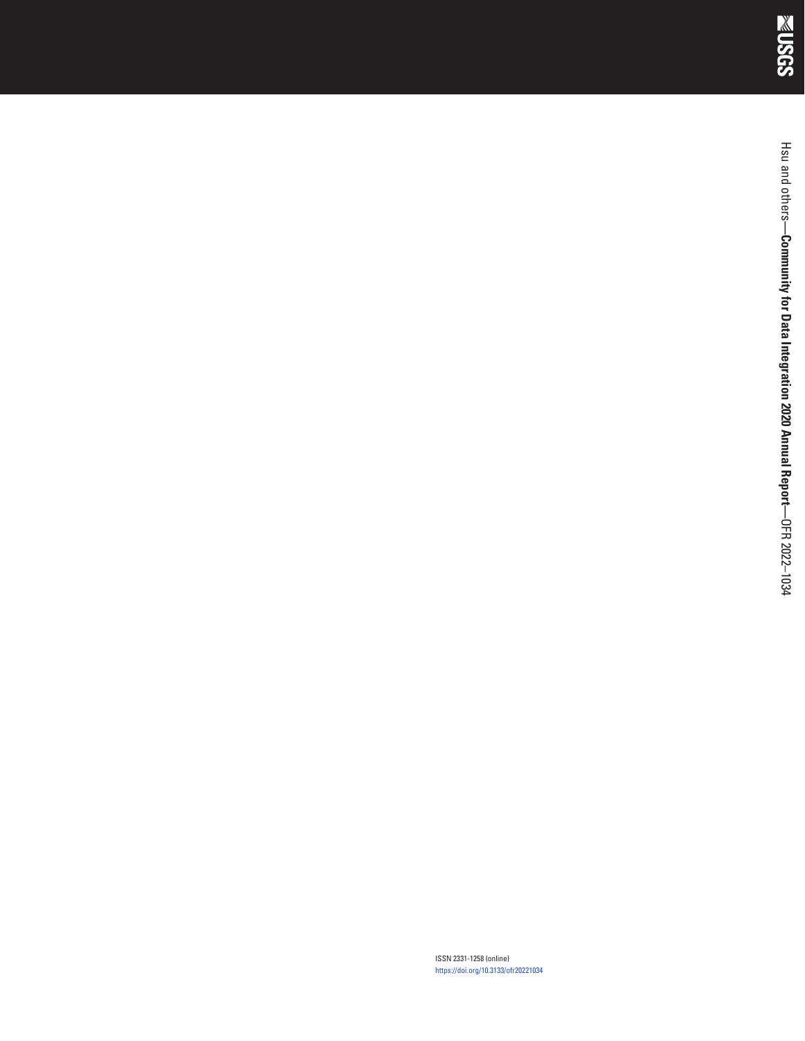Hsu and others—**Community for Data Integration 2020 Annual Report**—OFR 2022–1034

ISSN 2331-1258 (online)
https://doi.org/10.3133/ofr20221034